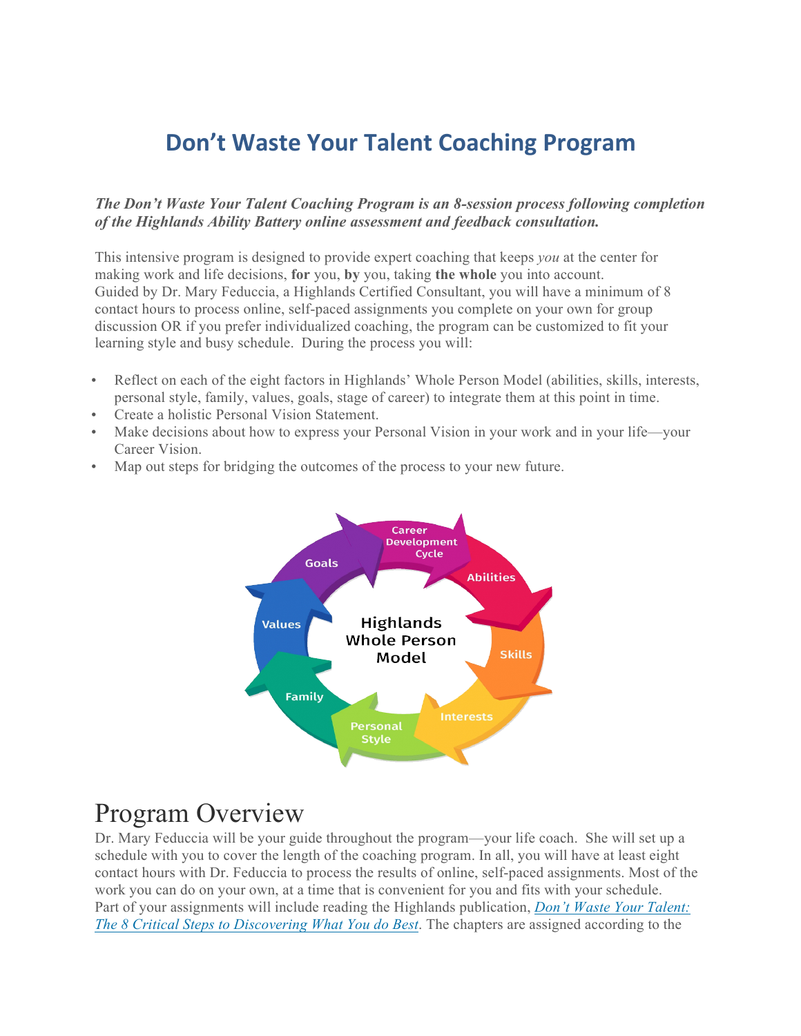# Don't Waste Your Talent Coaching Program

***The Don't Waste Your Talent Coaching Program is an 8-session process following completion of the Highlands Ability Battery online assessment and feedback consultation.***

This intensive program is designed to provide expert coaching that keeps *you* at the center for making work and life decisions, **for** you, **by** you, taking **the whole** you into account. Guided by Dr. Mary Feduccia, a Highlands Certified Consultant, you will have a minimum of 8 contact hours to process online, self-paced assignments you complete on your own for group discussion OR if you prefer individualized coaching, the program can be customized to fit your learning style and busy schedule. During the process you will:

- Reflect on each of the eight factors in Highlands' Whole Person Model (abilities, skills, interests, personal style, family, values, goals, stage of career) to integrate them at this point in time.
- Create a holistic Personal Vision Statement.
- Make decisions about how to express your Personal Vision in your work and in your life—your Career Vision.
- Map out steps for bridging the outcomes of the process to your new future.

# Program Overview

Dr. Mary Feduccia will be your guide throughout the program—your life coach. She will set up a schedule with you to cover the length of the coaching program. In all, you will have at least eight contact hours with Dr. Feduccia to process the results of online, self-paced assignments. Most of the work you can do on your own, at a time that is convenient for you and fits with your schedule. Part of your assignments will include reading the Highlands publication, *Don't Waste Your Talent: The 8 Critical Steps to Discovering What You do Best*. The chapters are assigned according to the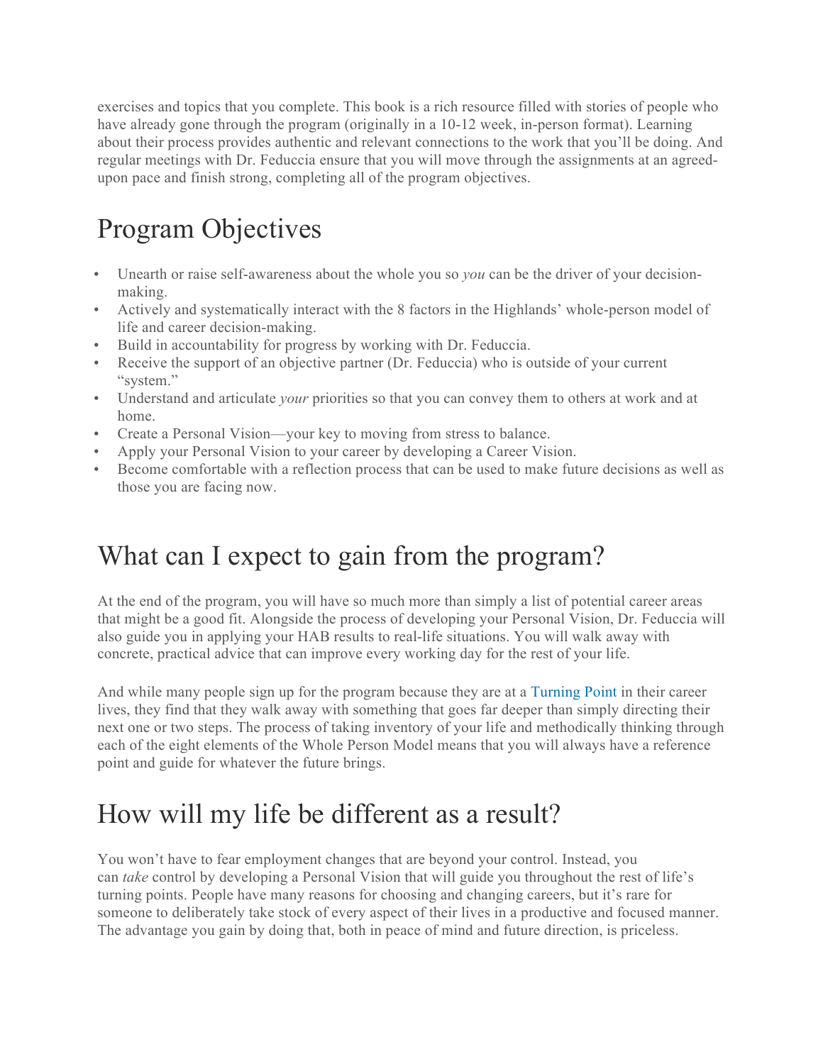exercises and topics that you complete. This book is a rich resource filled with stories of people who have already gone through the program (originally in a 10-12 week, in-person format). Learning about their process provides authentic and relevant connections to the work that you'll be doing. And regular meetings with Dr. Feduccia ensure that you will move through the assignments at an agreed-upon pace and finish strong, completing all of the program objectives.

# Program Objectives

- Unearth or raise self-awareness about the whole you so *you* can be the driver of your decision-making.
- Actively and systematically interact with the 8 factors in the Highlands' whole-person model of life and career decision-making.
- Build in accountability for progress by working with Dr. Feduccia.
- Receive the support of an objective partner (Dr. Feduccia) who is outside of your current "system."
- Understand and articulate *your* priorities so that you can convey them to others at work and at home.
- Create a Personal Vision—your key to moving from stress to balance.
- Apply your Personal Vision to your career by developing a Career Vision.
- Become comfortable with a reflection process that can be used to make future decisions as well as those you are facing now.

# What can I expect to gain from the program?

At the end of the program, you will have so much more than simply a list of potential career areas that might be a good fit. Alongside the process of developing your Personal Vision, Dr. Feduccia will also guide you in applying your HAB results to real-life situations. You will walk away with concrete, practical advice that can improve every working day for the rest of your life.

And while many people sign up for the program because they are at a Turning Point in their career lives, they find that they walk away with something that goes far deeper than simply directing their next one or two steps. The process of taking inventory of your life and methodically thinking through each of the eight elements of the Whole Person Model means that you will always have a reference point and guide for whatever the future brings.

# How will my life be different as a result?

You won't have to fear employment changes that are beyond your control. Instead, you can *take* control by developing a Personal Vision that will guide you throughout the rest of life's turning points. People have many reasons for choosing and changing careers, but it's rare for someone to deliberately take stock of every aspect of their lives in a productive and focused manner. The advantage you gain by doing that, both in peace of mind and future direction, is priceless.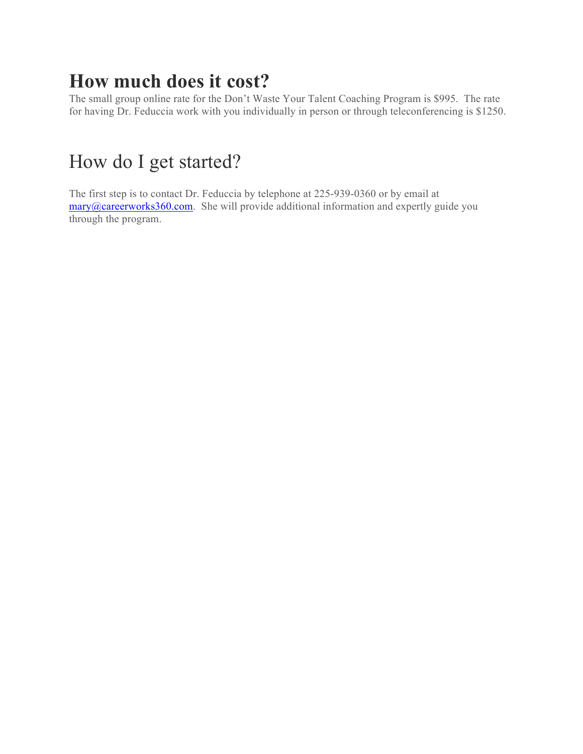# How much does it cost?

The small group online rate for the Don't Waste Your Talent Coaching Program is $995. The rate for having Dr. Feduccia work with you individually in person or through teleconferencing is $1250.

## How do I get started?

The first step is to contact Dr. Feduccia by telephone at 225-939-0360 or by email at mary@careerworks360.com. She will provide additional information and expertly guide you through the program.